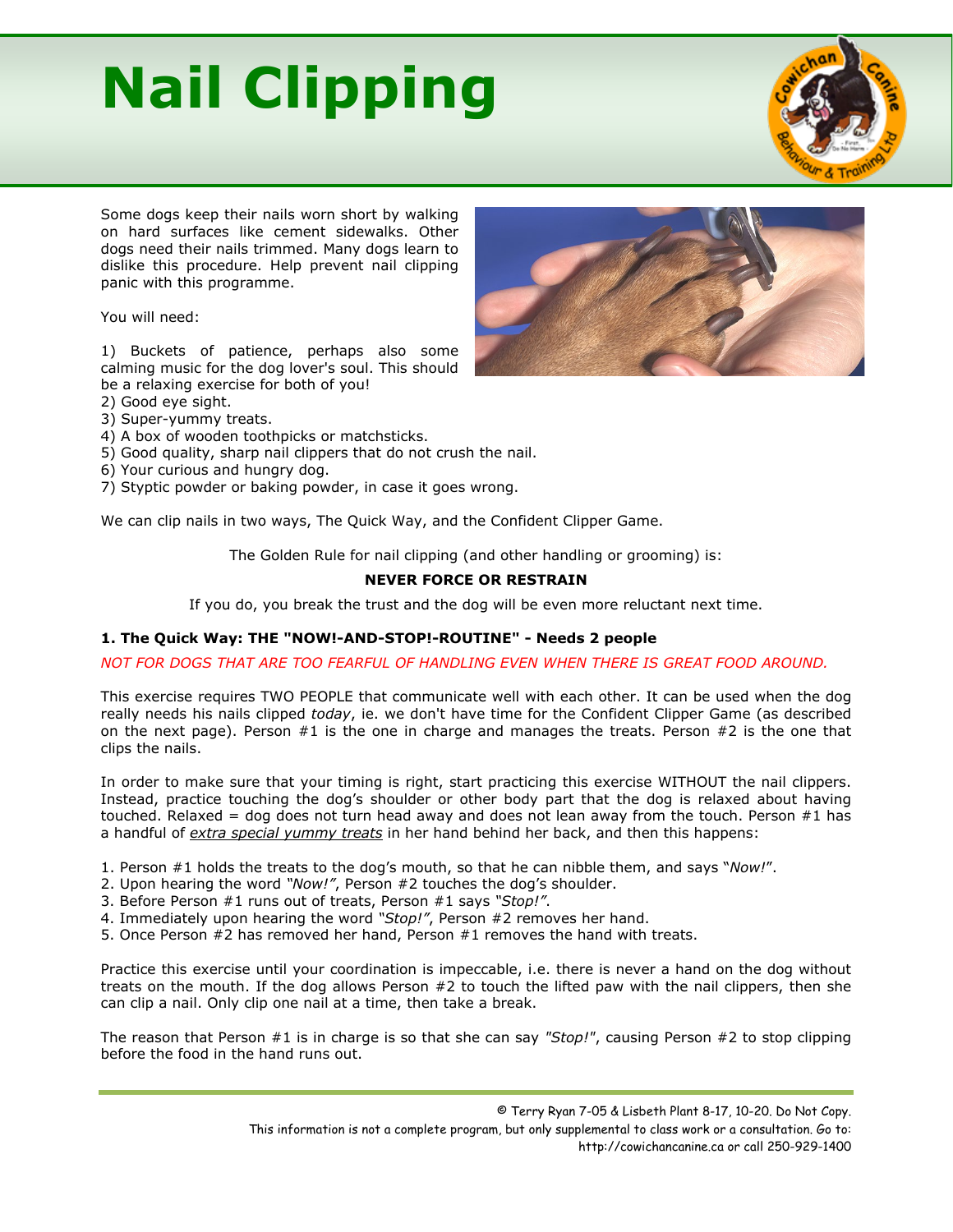# Nail Clipping

Some dogs keep their nails worn short by walking on hard surfaces like cement sidewalks. Other dogs need their nails trimmed. Many dogs learn to dislike this procedure. Help prevent nail clipping panic with this programme.

You will need:

1) Buckets of patience, perhaps also some calming music for the dog lover's soul. This should be a relaxing exercise for both of you!
2) Good eye sight.
3) Super-yummy treats.
4) A box of wooden toothpicks or matchsticks.
5) Good quality, sharp nail clippers that do not crush the nail.
6) Your curious and hungry dog.
7) Styptic powder or baking powder, in case it goes wrong.

We can clip nails in two ways, The Quick Way, and the Confident Clipper Game.

The Golden Rule for nail clipping (and other handling or grooming) is:

**NEVER FORCE OR RESTRAIN**

If you do, you break the trust and the dog will be even more reluctant next time.

### 1. The Quick Way: THE "NOW!-AND-STOP!-ROUTINE" - Needs 2 people

*NOT FOR DOGS THAT ARE TOO FEARFUL OF HANDLING EVEN WHEN THERE IS GREAT FOOD AROUND.*

This exercise requires TWO PEOPLE that communicate well with each other. It can be used when the dog really needs his nails clipped *today*, ie. we don't have time for the Confident Clipper Game (as described on the next page). Person #1 is the one in charge and manages the treats. Person #2 is the one that clips the nails.

In order to make sure that your timing is right, start practicing this exercise WITHOUT the nail clippers. Instead, practice touching the dog's shoulder or other body part that the dog is relaxed about having touched. Relaxed = dog does not turn head away and does not lean away from the touch. Person #1 has a handful of *extra special yummy treats* in her hand behind her back, and then this happens:

1. Person #1 holds the treats to the dog's mouth, so that he can nibble them, and says "*Now!*".
2. Upon hearing the word *"Now!"*, Person #2 touches the dog's shoulder.
3. Before Person #1 runs out of treats, Person #1 says *"Stop!"*.
4. Immediately upon hearing the word *"Stop!"*, Person #2 removes her hand.
5. Once Person #2 has removed her hand, Person #1 removes the hand with treats.

Practice this exercise until your coordination is impeccable, i.e. there is never a hand on the dog without treats on the mouth. If the dog allows Person #2 to touch the lifted paw with the nail clippers, then she can clip a nail. Only clip one nail at a time, then take a break.

The reason that Person #1 is in charge is so that she can say *"Stop!"*, causing Person #2 to stop clipping before the food in the hand runs out.

© Terry Ryan 7-05 & Lisbeth Plant 8-17, 10-20. Do Not Copy.
This information is not a complete program, but only supplemental to class work or a consultation. Go to: http://cowichancanine.ca or call 250-929-1400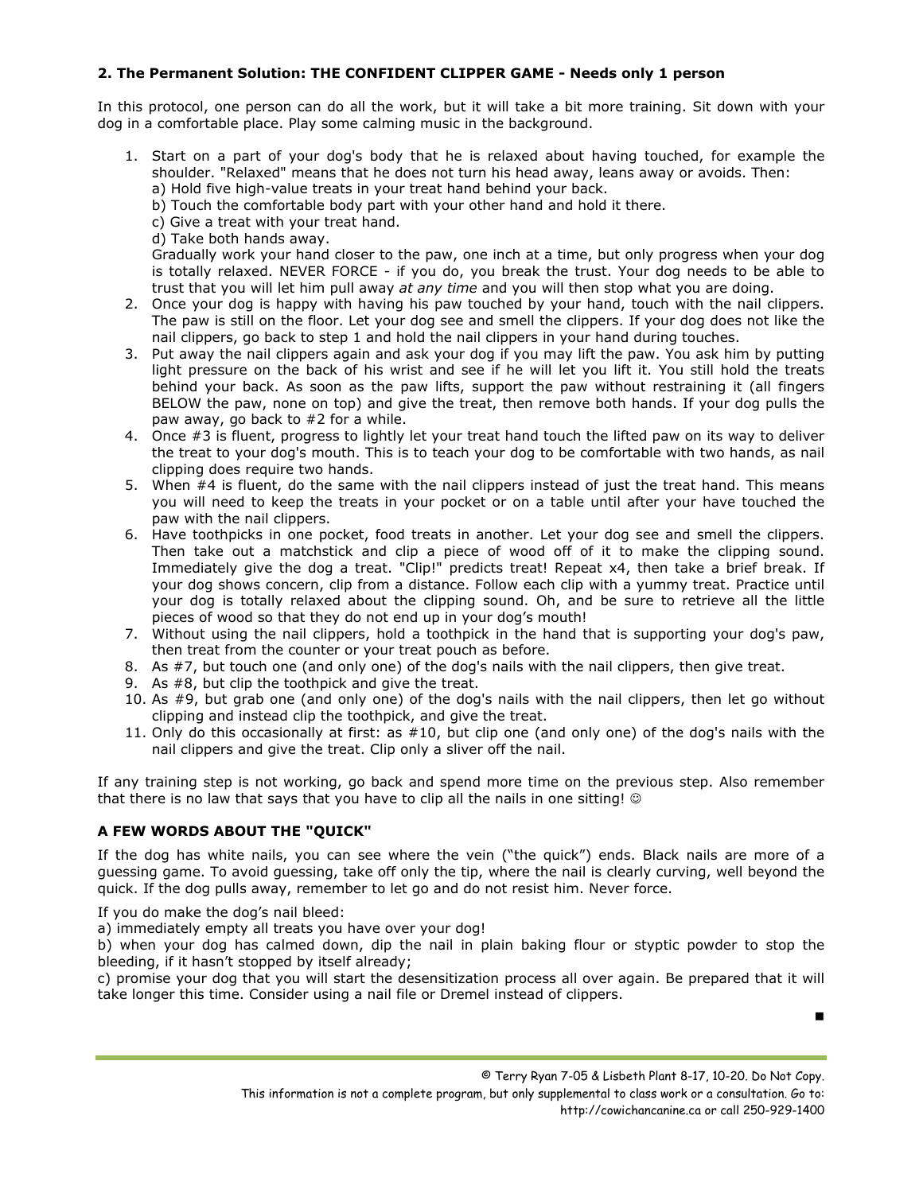**2. The Permanent Solution: THE CONFIDENT CLIPPER GAME - Needs only 1 person**

In this protocol, one person can do all the work, but it will take a bit more training. Sit down with your dog in a comfortable place. Play some calming music in the background.

1. Start on a part of your dog's body that he is relaxed about having touched, for example the shoulder. "Relaxed" means that he does not turn his head away, leans away or avoids. Then:
   a) Hold five high-value treats in your treat hand behind your back.
   b) Touch the comfortable body part with your other hand and hold it there.
   c) Give a treat with your treat hand.
   d) Take both hands away.
   Gradually work your hand closer to the paw, one inch at a time, but only progress when your dog is totally relaxed. NEVER FORCE - if you do, you break the trust. Your dog needs to be able to trust that you will let him pull away *at any time* and you will then stop what you are doing.
2. Once your dog is happy with having his paw touched by your hand, touch with the nail clippers. The paw is still on the floor. Let your dog see and smell the clippers. If your dog does not like the nail clippers, go back to step 1 and hold the nail clippers in your hand during touches.
3. Put away the nail clippers again and ask your dog if you may lift the paw. You ask him by putting light pressure on the back of his wrist and see if he will let you lift it. You still hold the treats behind your back. As soon as the paw lifts, support the paw without restraining it (all fingers BELOW the paw, none on top) and give the treat, then remove both hands. If your dog pulls the paw away, go back to #2 for a while.
4. Once #3 is fluent, progress to lightly let your treat hand touch the lifted paw on its way to deliver the treat to your dog's mouth. This is to teach your dog to be comfortable with two hands, as nail clipping does require two hands.
5. When #4 is fluent, do the same with the nail clippers instead of just the treat hand. This means you will need to keep the treats in your pocket or on a table until after your have touched the paw with the nail clippers.
6. Have toothpicks in one pocket, food treats in another. Let your dog see and smell the clippers. Then take out a matchstick and clip a piece of wood off of it to make the clipping sound. Immediately give the dog a treat. "Clip!" predicts treat! Repeat x4, then take a brief break. If your dog shows concern, clip from a distance. Follow each clip with a yummy treat. Practice until your dog is totally relaxed about the clipping sound. Oh, and be sure to retrieve all the little pieces of wood so that they do not end up in your dog's mouth!
7. Without using the nail clippers, hold a toothpick in the hand that is supporting your dog's paw, then treat from the counter or your treat pouch as before.
8. As #7, but touch one (and only one) of the dog's nails with the nail clippers, then give treat.
9. As #8, but clip the toothpick and give the treat.
10. As #9, but grab one (and only one) of the dog's nails with the nail clippers, then let go without clipping and instead clip the toothpick, and give the treat.
11. Only do this occasionally at first: as #10, but clip one (and only one) of the dog's nails with the nail clippers and give the treat. Clip only a sliver off the nail.

If any training step is not working, go back and spend more time on the previous step. Also remember that there is no law that says that you have to clip all the nails in one sitting! ☺

**A FEW WORDS ABOUT THE "QUICK"**

If the dog has white nails, you can see where the vein ("the quick") ends. Black nails are more of a guessing game. To avoid guessing, take off only the tip, where the nail is clearly curving, well beyond the quick. If the dog pulls away, remember to let go and do not resist him. Never force.

If you do make the dog's nail bleed:
a) immediately empty all treats you have over your dog!
b) when your dog has calmed down, dip the nail in plain baking flour or styptic powder to stop the bleeding, if it hasn't stopped by itself already;
c) promise your dog that you will start the desensitization process all over again. Be prepared that it will take longer this time. Consider using a nail file or Dremel instead of clippers.

■

© Terry Ryan 7-05 & Lisbeth Plant 8-17, 10-20. Do Not Copy.
This information is not a complete program, but only supplemental to class work or a consultation. Go to: http://cowichancanine.ca or call 250-929-1400